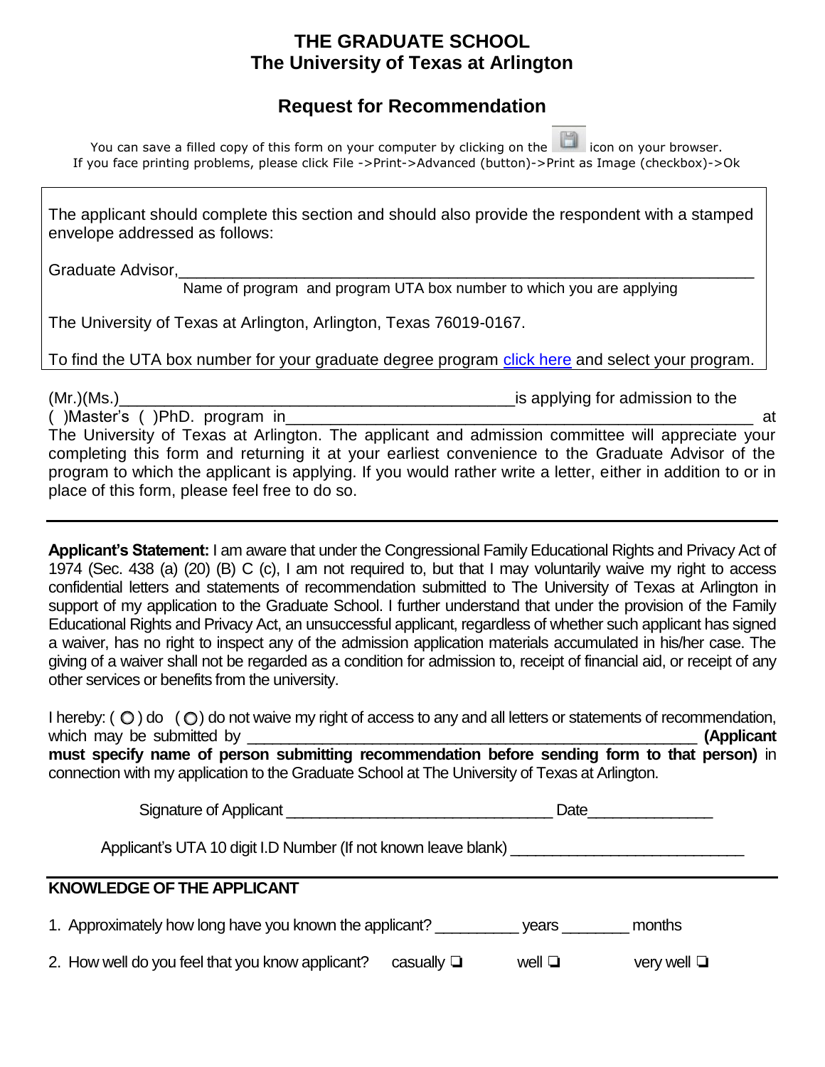# THE GRADUATE SCHOOL
# The University of Texas at Arlington

## Request for Recommendation

You can save a filled copy of this form on your computer by clicking on the icon on your browser.
If you face printing problems, please click File ->Print->Advanced (button)->Print as Image (checkbox)->Ok

The applicant should complete this section and should also provide the respondent with a stamped envelope addressed as follows:

Graduate Advisor,_______________________________________________________________
Name of program and program UTA box number to which you are applying

The University of Texas at Arlington, Arlington, Texas 76019-0167.

To find the UTA box number for your graduate degree program click here and select your program.

(Mr.)(Ms.)____________________________________________is applying for admission to the ( )Master's ( )PhD. program in_____________________________________________________ at The University of Texas at Arlington. The applicant and admission committee will appreciate your completing this form and returning it at your earliest convenience to the Graduate Advisor of the program to which the applicant is applying. If you would rather write a letter, either in addition to or in place of this form, please feel free to do so.

---

**Applicant's Statement:** I am aware that under the Congressional Family Educational Rights and Privacy Act of 1974 (Sec. 438 (a) (20) (B) C (c), I am not required to, but that I may voluntarily waive my right to access confidential letters and statements of recommendation submitted to The University of Texas at Arlington in support of my application to the Graduate School. I further understand that under the provision of the Family Educational Rights and Privacy Act, an unsuccessful applicant, regardless of whether such applicant has signed a waiver, has no right to inspect any of the admission application materials accumulated in his/her case. The giving of a waiver shall not be regarded as a condition for admission to, receipt of financial aid, or receipt of any other services or benefits from the university.

I hereby: ( ○ ) do ( ○ ) do not waive my right of access to any and all letters or statements of recommendation, which may be submitted by _____________________________________________________ **(Applicant must specify name of person submitting recommendation before sending form to that person)** in connection with my application to the Graduate School at The University of Texas at Arlington.

Signature of Applicant _______________________________ Date_______________

Applicant's UTA 10 digit I.D Number (If not known leave blank) ___________________________

---

**KNOWLEDGE OF THE APPLICANT**

1. Approximately how long have you known the applicant? __________ years ________ months

2. How well do you feel that you know applicant? casually ❑ well ❑ very well ❑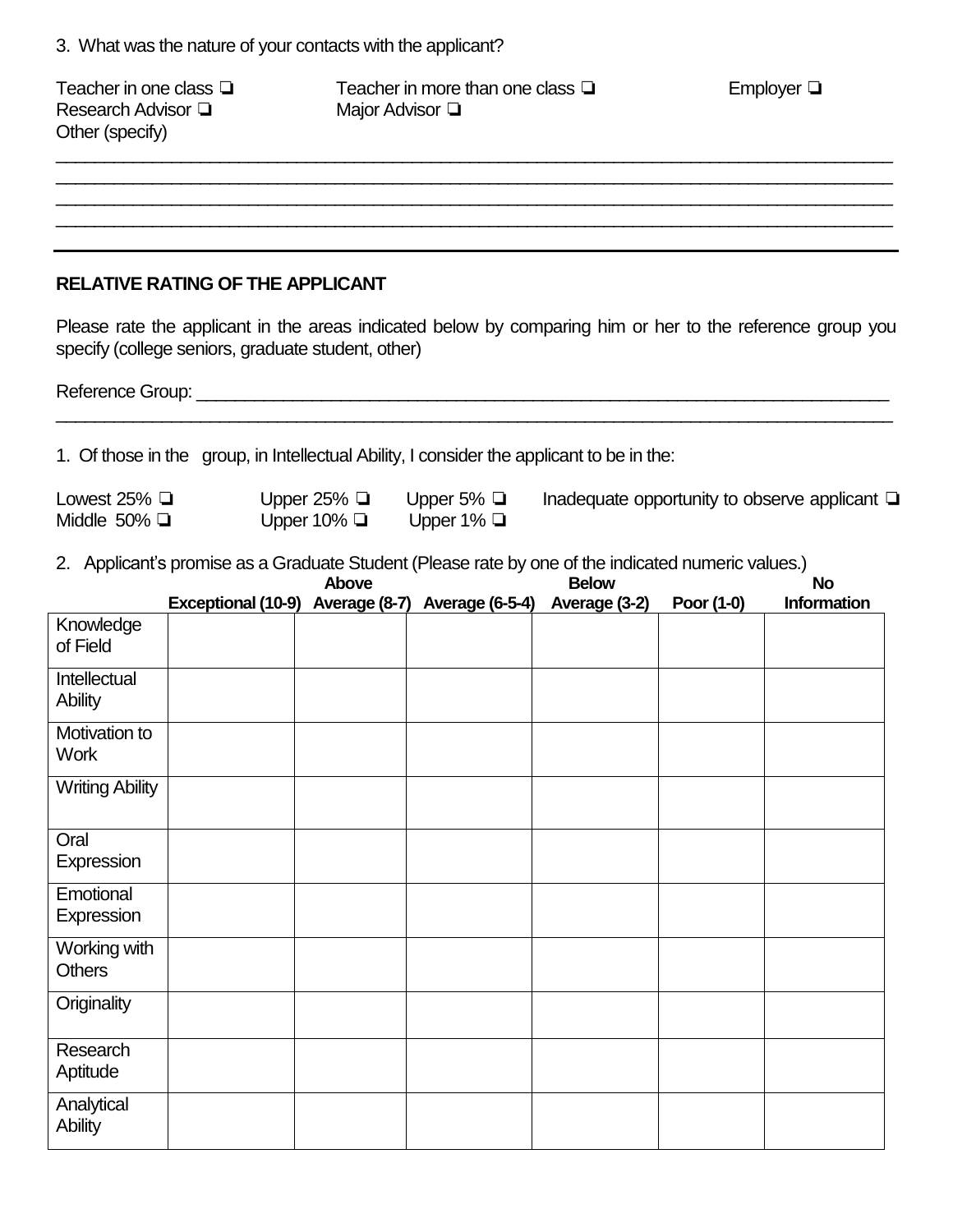3. What was the nature of your contacts with the applicant?

Teacher in one class ❑ Teacher in more than one class ❑ Employer ❑
Research Advisor ❑ Major Advisor ❑
Other (specify)

______________________________________________________________________________
______________________________________________________________________________
______________________________________________________________________________
______________________________________________________________________________

## RELATIVE RATING OF THE APPLICANT

Please rate the applicant in the areas indicated below by comparing him or her to the reference group you specify (college seniors, graduate student, other)

Reference Group: ______________________________________________________________
______________________________________________________________________________

1. Of those in the group, in Intellectual Ability, I consider the applicant to be in the:

Lowest 25% ❑ Upper 25% ❑ Upper 5% ❑ Inadequate opportunity to observe applicant ❑
Middle 50% ❑ Upper 10% ❑ Upper 1% ❑

2. Applicant's promise as a Graduate Student (Please rate by one of the indicated numeric values.)

| | Exceptional (10-9) | Above Average (8-7) | Average (6-5-4) | Below Average (3-2) | Poor (1-0) | No Information |
|---|---|---|---|---|---|---|
| Knowledge of Field | | | | | | |
| Intellectual Ability | | | | | | |
| Motivation to Work | | | | | | |
| Writing Ability | | | | | | |
| Oral Expression | | | | | | |
| Emotional Expression | | | | | | |
| Working with Others | | | | | | |
| Originality | | | | | | |
| Research Aptitude | | | | | | |
| Analytical Ability | | | | | | |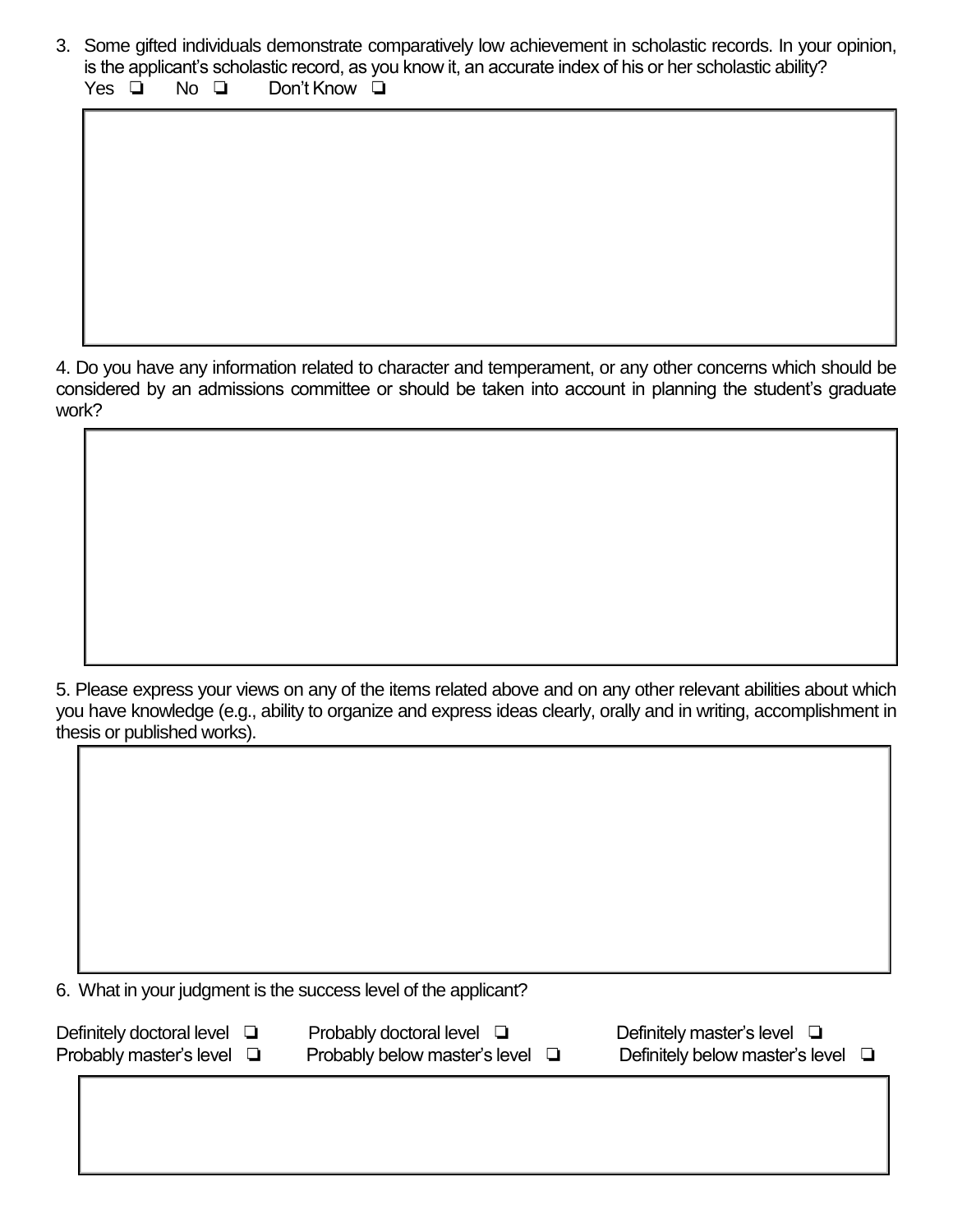3. Some gifted individuals demonstrate comparatively low achievement in scholastic records. In your opinion, is the applicant's scholastic record, as you know it, an accurate index of his or her scholastic ability?
   Yes ❏ No ❏ Don't Know ❏

4. Do you have any information related to character and temperament, or any other concerns which should be considered by an admissions committee or should be taken into account in planning the student's graduate work?

5. Please express your views on any of the items related above and on any other relevant abilities about which you have knowledge (e.g., ability to organize and express ideas clearly, orally and in writing, accomplishment in thesis or published works).

6. What in your judgment is the success level of the applicant?

Definitely doctoral level ❏ Probably doctoral level ❏ Definitely master's level ❏
Probably master's level ❏ Probably below master's level ❏ Definitely below master's level ❏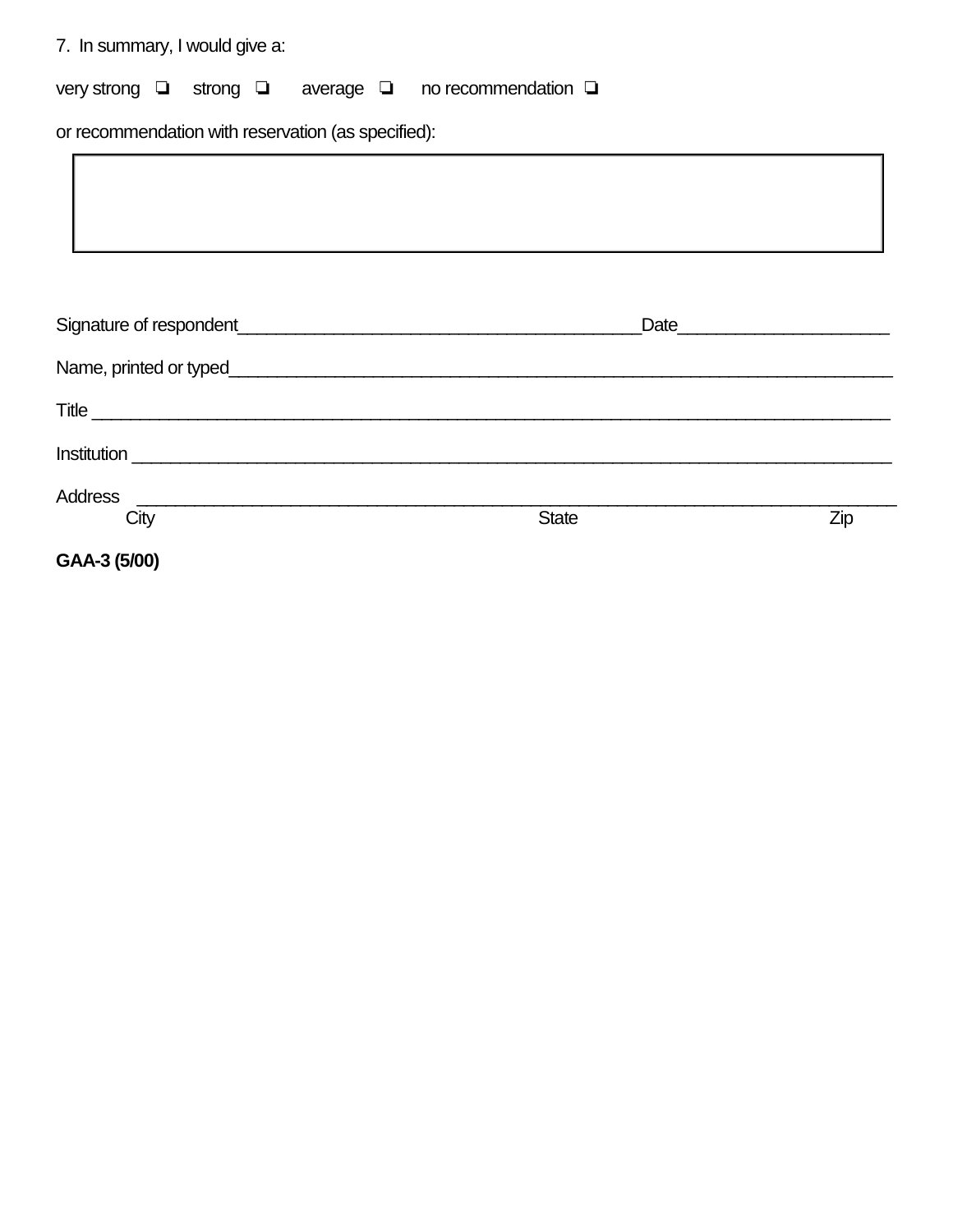7. In summary, I would give a:

very strong ❑ strong ❑ average ❑ no recommendation ❑

or recommendation with reservation (as specified):

| |
|---|
| |

Signature of respondent__________________________________________Date_____________________

Name, printed or typed______________________________________________________________________

Title _______________________________________________________________________________

Institution ___________________________________________________________________________

Address ______________________________________________________________________________
City State Zip

**GAA-3 (5/00)**